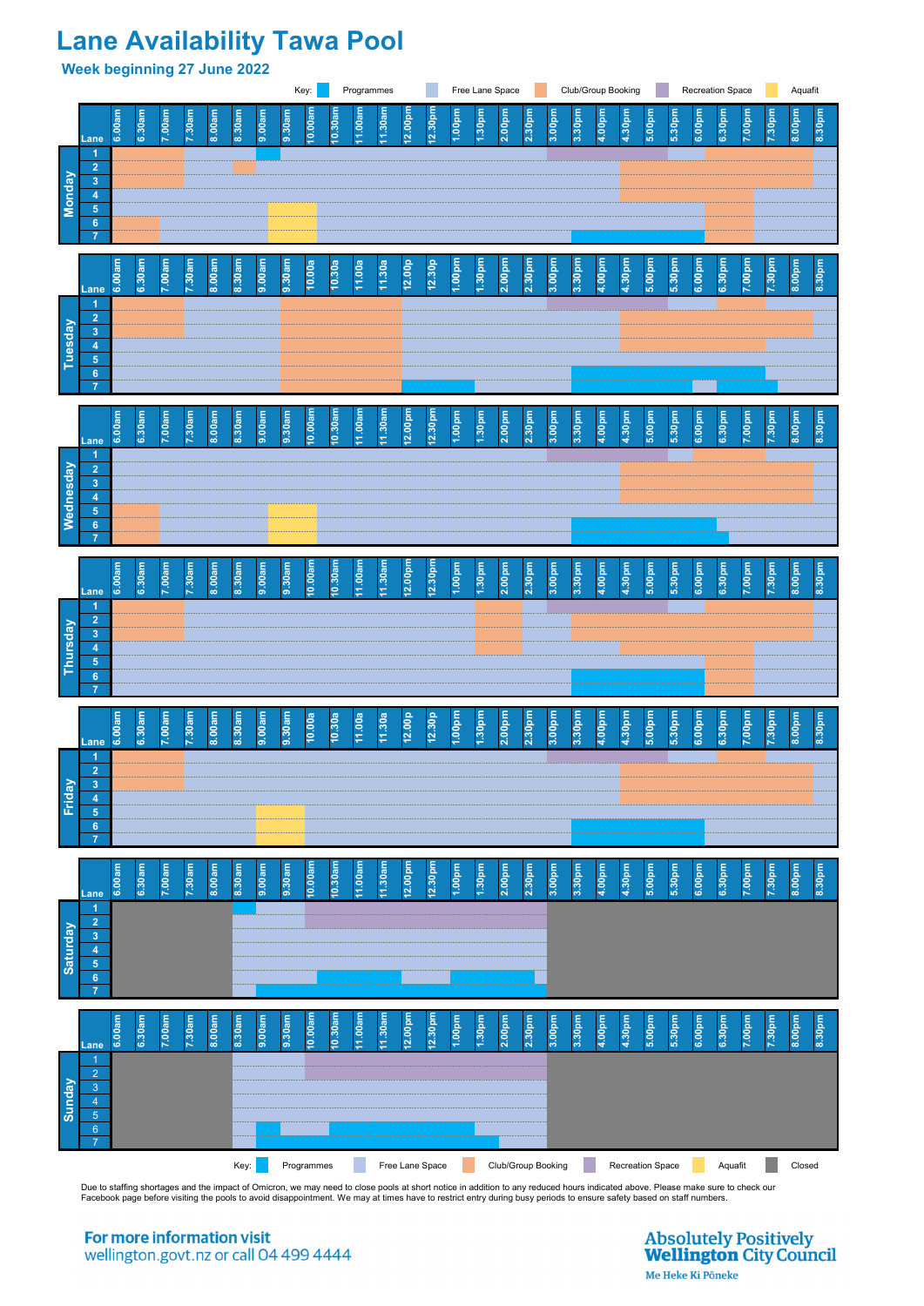# Lane Availability Tawa Pool

### Week beginning 27 June 2022

Key: Programmes | Free Lane Space | Club/Group Booking | Recreation Space | Aquafit

## Monday

| Lane | 6.00am | 6.30am | 7.00am | 7.30am | 8.00am | 8.30am | 9.00am | 9.30am | 10.00am | 10.30am | 11.00am | 11.30am | 12.00pm | 12.30pm | 1.00pm | 1.30pm | 2.00pm | 2.30pm | 3.00pm | 3.30pm | 4.00pm | 4.30pm | 5.00pm | 5.30pm | 6.00pm | 6.30pm | 7.00pm | 7.30pm | 8.00pm | 8.30pm |
|---|---|---|---|---|---|---|---|---|---|---|---|---|---|---|---|---|---|---|---|---|---|---|---|---|---|---|---|---|---|---|
| 1 | | | | | | | | | | | | | | | | | | | | | | | | | | | | | | |
| 2 | | | | | | | | | | | | | | | | | | | | | | | | | | | | | | |
| 3 | | | | | | | | | | | | | | | | | | | | | | | | | | | | | | |
| 4 | | | | | | | | | | | | | | | | | | | | | | | | | | | | | | |
| 5 | | | | | | | | | | | | | | | | | | | | | | | | | | | | | | |
| 6 | | | | | | | | | | | | | | | | | | | | | | | | | | | | | | |
| 7 | | | | | | | | | | | | | | | | | | | | | | | | | | | | | | |

## Tuesday

| Lane | 6.00am | 6.30am | 7.00am | 7.30am | 8.00am | 8.30am | 9.00am | 9.30am | 10.00a | 10.30a | 11.00a | 11.30a | 12.00p | 12.30p | 1.00pm | 1.30pm | 2.00pm | 2.30pm | 3.00pm | 3.30pm | 4.00pm | 4.30pm | 5.00pm | 5.30pm | 6.00pm | 6.30pm | 7.00pm | 7.30pm | 8.00pm | 8.30pm |
|---|---|---|---|---|---|---|---|---|---|---|---|---|---|---|---|---|---|---|---|---|---|---|---|---|---|---|---|---|---|---|
| 1 | | | | | | | | | | | | | | | | | | | | | | | | | | | | | | |
| 2 | | | | | | | | | | | | | | | | | | | | | | | | | | | | | | |
| 3 | | | | | | | | | | | | | | | | | | | | | | | | | | | | | | |
| 4 | | | | | | | | | | | | | | | | | | | | | | | | | | | | | | |
| 5 | | | | | | | | | | | | | | | | | | | | | | | | | | | | | | |
| 6 | | | | | | | | | | | | | | | | | | | | | | | | | | | | | | |
| 7 | | | | | | | | | | | | | | | | | | | | | | | | | | | | | | |

## Wednesday

| Lane | 6.00am | 6.30am | 7.00am | 7.30am | 8.00am | 8.30am | 9.00am | 9.30am | 10.00am | 10.30am | 11.00am | 11.30am | 12.00pm | 12.30pm | 1.00pm | 1.30pm | 2.00pm | 2.30pm | 3.00pm | 3.30pm | 4.00pm | 4.30pm | 5.00pm | 5.30pm | 6.00pm | 6.30pm | 7.00pm | 7.30pm | 8.00pm | 8.30pm |
|---|---|---|---|---|---|---|---|---|---|---|---|---|---|---|---|---|---|---|---|---|---|---|---|---|---|---|---|---|---|---|
| 1 | | | | | | | | | | | | | | | | | | | | | | | | | | | | | | |
| 2 | | | | | | | | | | | | | | | | | | | | | | | | | | | | | | |
| 3 | | | | | | | | | | | | | | | | | | | | | | | | | | | | | | |
| 4 | | | | | | | | | | | | | | | | | | | | | | | | | | | | | | |
| 5 | | | | | | | | | | | | | | | | | | | | | | | | | | | | | | |
| 6 | | | | | | | | | | | | | | | | | | | | | | | | | | | | | | |
| 7 | | | | | | | | | | | | | | | | | | | | | | | | | | | | | | |

## Thursday

| Lane | 6.00am | 6.30am | 7.00am | 7.30am | 8.00am | 8.30am | 9.00am | 9.30am | 10.00am | 10.30am | 11.00am | 11.30am | 12.00pm | 12.30pm | 1.00pm | 1.30pm | 2.00pm | 2.30pm | 3.00pm | 3.30pm | 4.00pm | 4.30pm | 5.00pm | 5.30pm | 6.00pm | 6.30pm | 7.00pm | 7.30pm | 8.00pm | 8.30pm |
|---|---|---|---|---|---|---|---|---|---|---|---|---|---|---|---|---|---|---|---|---|---|---|---|---|---|---|---|---|---|---|
| 1 | | | | | | | | | | | | | | | | | | | | | | | | | | | | | | |
| 2 | | | | | | | | | | | | | | | | | | | | | | | | | | | | | | |
| 3 | | | | | | | | | | | | | | | | | | | | | | | | | | | | | | |
| 4 | | | | | | | | | | | | | | | | | | | | | | | | | | | | | | |
| 5 | | | | | | | | | | | | | | | | | | | | | | | | | | | | | | |
| 6 | | | | | | | | | | | | | | | | | | | | | | | | | | | | | | |
| 7 | | | | | | | | | | | | | | | | | | | | | | | | | | | | | | |

## Friday

| Lane | 6.00am | 6.30am | 7.00am | 7.30am | 8.00am | 8.30am | 9.00am | 9.30am | 10.00a | 10.30a | 11.00a | 11.30a | 12.00p | 12.30p | 1.00pm | 1.30pm | 2.00pm | 2.30pm | 3.00pm | 3.30pm | 4.00pm | 4.30pm | 5.00pm | 5.30pm | 6.00pm | 6.30pm | 7.00pm | 7.30pm | 8.00pm | 8.30pm |
|---|---|---|---|---|---|---|---|---|---|---|---|---|---|---|---|---|---|---|---|---|---|---|---|---|---|---|---|---|---|---|
| 1 | | | | | | | | | | | | | | | | | | | | | | | | | | | | | | |
| 2 | | | | | | | | | | | | | | | | | | | | | | | | | | | | | | |
| 3 | | | | | | | | | | | | | | | | | | | | | | | | | | | | | | |
| 4 | | | | | | | | | | | | | | | | | | | | | | | | | | | | | | |
| 5 | | | | | | | | | | | | | | | | | | | | | | | | | | | | | | |
| 6 | | | | | | | | | | | | | | | | | | | | | | | | | | | | | | |
| 7 | | | | | | | | | | | | | | | | | | | | | | | | | | | | | | |

## Saturday

| Lane | 6.00am | 6.30am | 7.00am | 7.30am | 8.00am | 8.30am | 9.00am | 9.30am | 10.00am | 10.30am | 11.00am | 11.30am | 12.00pm | 12.30pm | 1.00pm | 1.30pm | 2.00pm | 2.30pm | 3.00pm | 3.30pm | 4.00pm | 4.30pm | 5.00pm | 5.30pm | 6.00pm | 6.30pm | 7.00pm | 7.30pm | 8.00pm | 8.30pm |
|---|---|---|---|---|---|---|---|---|---|---|---|---|---|---|---|---|---|---|---|---|---|---|---|---|---|---|---|---|---|---|
| 1 | | | | | | | | | | | | | | | | | | | | | | | | | | | | | | |
| 2 | | | | | | | | | | | | | | | | | | | | | | | | | | | | | | |
| 3 | | | | | | | | | | | | | | | | | | | | | | | | | | | | | | |
| 4 | | | | | | | | | | | | | | | | | | | | | | | | | | | | | | |
| 5 | | | | | | | | | | | | | | | | | | | | | | | | | | | | | | |
| 6 | | | | | | | | | | | | | | | | | | | | | | | | | | | | | | |
| 7 | | | | | | | | | | | | | | | | | | | | | | | | | | | | | | |

## Sunday

| Lane | 6.00am | 6.30am | 7.00am | 7.30am | 8.00am | 8.30am | 9.00am | 9.30am | 10.00am | 10.30am | 11.00am | 11.30am | 12.00pm | 12.30pm | 1.00pm | 1.30pm | 2.00pm | 2.30pm | 3.00pm | 3.30pm | 4.00pm | 4.30pm | 5.00pm | 5.30pm | 6.00pm | 6.30pm | 7.00pm | 7.30pm | 8.00pm | 8.30pm |
|---|---|---|---|---|---|---|---|---|---|---|---|---|---|---|---|---|---|---|---|---|---|---|---|---|---|---|---|---|---|---|
| 1 | | | | | | | | | | | | | | | | | | | | | | | | | | | | | | |
| 2 | | | | | | | | | | | | | | | | | | | | | | | | | | | | | | |
| 3 | | | | | | | | | | | | | | | | | | | | | | | | | | | | | | |
| 4 | | | | | | | | | | | | | | | | | | | | | | | | | | | | | | |
| 5 | | | | | | | | | | | | | | | | | | | | | | | | | | | | | | |
| 6 | | | | | | | | | | | | | | | | | | | | | | | | | | | | | | |
| 7 | | | | | | | | | | | | | | | | | | | | | | | | | | | | | | |

Key: Programmes | Free Lane Space | Club/Group Booking | Recreation Space | Aquafit | Closed

Due to staffing shortages and the impact of Omicron, we may need to close pools at short notice in addition to any reduced hours indicated above. Please make sure to check our Facebook page before visiting the pools to avoid disappointment. We may at times have to restrict entry during busy periods to ensure safety based on staff numbers.

**For more information visit**
wellington.govt.nz or call 04 499 4444

**Absolutely Positively Wellington City Council**
Me Heke Ki Pōneke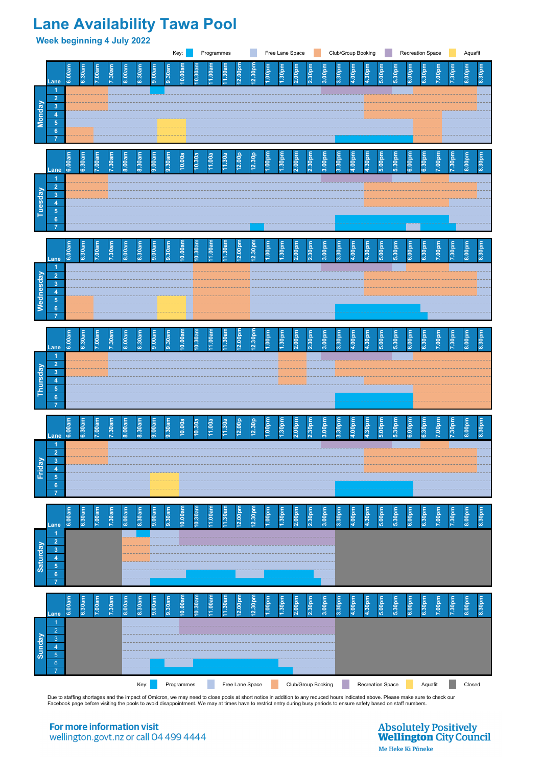# Lane Availability Tawa Pool

## Week beginning 4 July 2022

Key: Programmes | Free Lane Space | Club/Group Booking | Recreation Space | Aquafit

Monday

Lane: 1, 2, 3, 4, 5, 6, 7

6.00am, 6.30am, 7.00am, 7.30am, 8.00am, 8.30am, 9.00am, 9.30am, 10.00am, 10.30am, 11.00am, 11.30am, 12.00pm, 12.30pm, 1.00pm, 1.30pm, 2.00pm, 2.30pm, 3.00pm, 3.30pm, 4.00pm, 4.30pm, 5.00pm, 5.30pm, 6.00pm, 6.30pm, 7.00pm, 7.30pm, 8.00pm, 8.30pm

Tuesday

Lane: 1, 2, 3, 4, 5, 6, 7

6.00am, 6.30am, 7.00am, 7.30am, 8.00am, 8.30am, 9.00am, 9.30am, 10.00a, 10.30a, 11.00a, 11.30a, 12.00p, 12.30p, 1.00pm, 1.30pm, 2.00pm, 2.30pm, 3.00pm, 3.30pm, 4.00pm, 4.30pm, 5.00pm, 5.30pm, 6.00pm, 6.30pm, 7.00pm, 7.30pm, 8.00pm, 8.30pm

Wednesday

Lane: 1, 2, 3, 4, 5, 6, 7

6.00am, 6.30am, 7.00am, 7.30am, 8.00am, 8.30am, 9.00am, 9.30am, 10.00am, 10.30am, 11.00am, 11.30am, 12.00pm, 12.30pm, 1.00pm, 1.30pm, 2.00pm, 2.30pm, 3.00pm, 3.30pm, 4.00pm, 4.30pm, 5.00pm, 5.30pm, 6.00pm, 6.30pm, 7.00pm, 7.30pm, 8.00pm, 8.30pm

Thursday

Lane: 1, 2, 3, 4, 5, 6, 7

6.00am, 6.30am, 7.00am, 7.30am, 8.00am, 8.30am, 9.00am, 9.30am, 10.00am, 10.30am, 11.00am, 11.30am, 12.00pm, 12.30pm, 1.00pm, 1.30pm, 2.00pm, 2.30pm, 3.00pm, 3.30pm, 4.00pm, 4.30pm, 5.00pm, 5.30pm, 6.00pm, 6.30pm, 7.00pm, 7.30pm, 8.00pm, 8.30pm

Friday

Lane: 1, 2, 3, 4, 5, 6, 7

6.00am, 6.30am, 7.00am, 7.30am, 8.00am, 8.30am, 9.00am, 9.30am, 10.00a, 10.30a, 11.00a, 11.30a, 12.00p, 12.30p, 1.00pm, 1.30pm, 2.00pm, 2.30pm, 3.00pm, 3.30pm, 4.00pm, 4.30pm, 5.00pm, 5.30pm, 6.00pm, 6.30pm, 7.00pm, 7.30pm, 8.00pm, 8.30pm

Saturday

Lane: 1, 2, 3, 4, 5, 6, 7

6.00am, 6.30am, 7.00am, 7.30am, 8.00am, 8.30am, 9.00am, 9.30am, 10.00am, 10.30am, 11.00am, 11.30am, 12.00pm, 12.30pm, 1.00pm, 1.30pm, 2.00pm, 2.30pm, 3.00pm, 3.30pm, 4.00pm, 4.30pm, 5.00pm, 5.30pm, 6.00pm, 6.30pm, 7.00pm, 7.30pm, 8.00pm, 8.30pm

Sunday

Lane: 1, 2, 3, 4, 5, 6, 7

6.00am, 6.30am, 7.00am, 7.30am, 8.00am, 8.30am, 9.00am, 9.30am, 10.00am, 10.30am, 11.00am, 11.30am, 12.00pm, 12.30pm, 1.00pm, 1.30pm, 2.00pm, 2.30pm, 3.00pm, 3.30pm, 4.00pm, 4.30pm, 5.00pm, 5.30pm, 6.00pm, 6.30pm, 7.00pm, 7.30pm, 8.00pm, 8.30pm

Key: Programmes | Free Lane Space | Club/Group Booking | Recreation Space | Aquafit | Closed

Due to staffing shortages and the impact of Omicron, we may need to close pools at short notice in addition to any reduced hours indicated above. Please make sure to check our Facebook page before visiting the pools to avoid disappointment. We may at times have to restrict entry during busy periods to ensure safety based on staff numbers.

**For more information visit**
wellington.govt.nz or call 04 499 4444

**Absolutely Positively Wellington City Council**
Me Heke Ki Pōneke